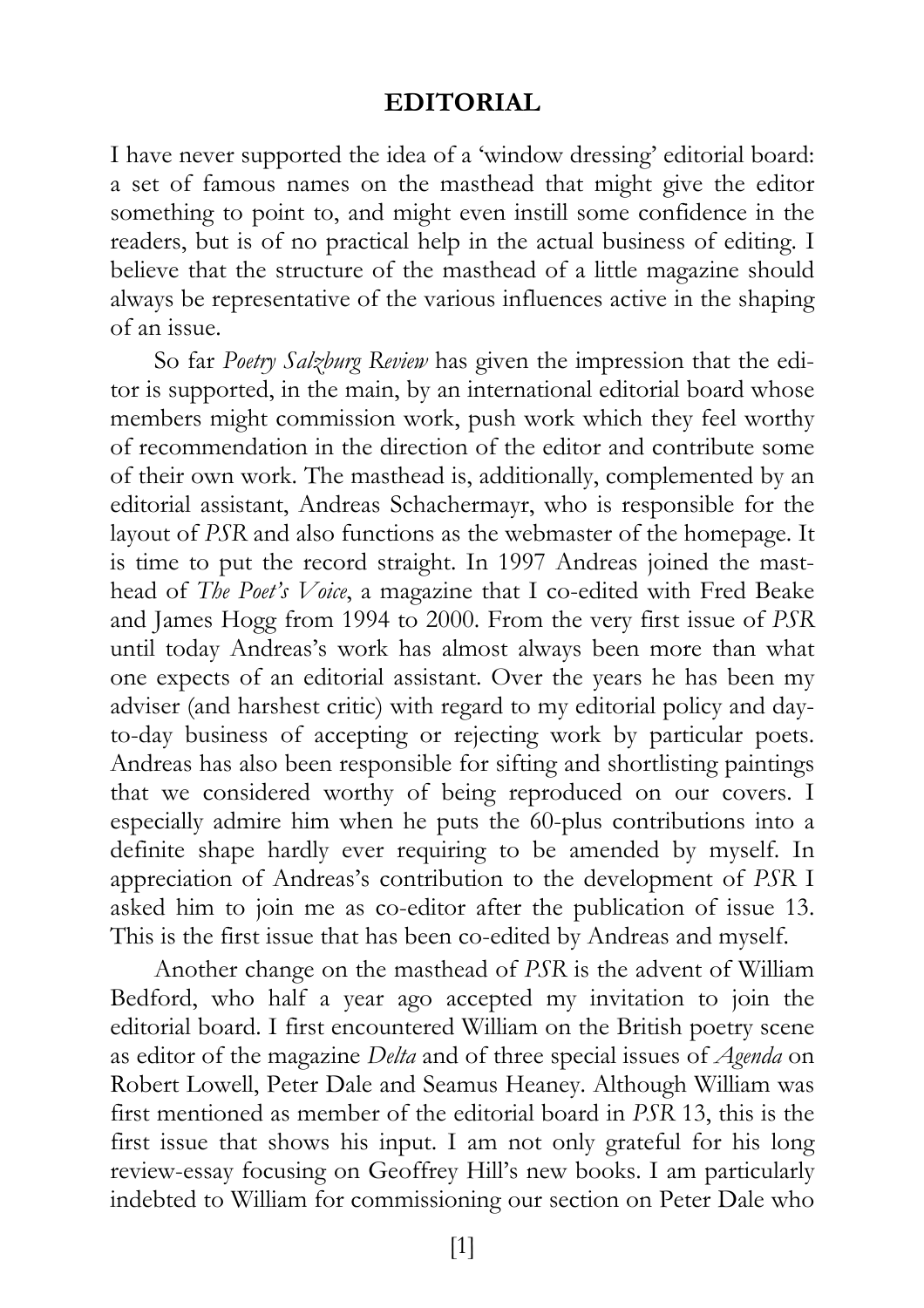# EDITORIAL

I have never supported the idea of a 'window dressing' editorial board: a set of famous names on the masthead that might give the editor something to point to, and might even instill some confidence in the readers, but is of no practical help in the actual business of editing. I believe that the structure of the masthead of a little magazine should always be representative of the various influences active in the shaping of an issue.

So far *Poetry Salzburg Review* has given the impression that the editor is supported, in the main, by an international editorial board whose members might commission work, push work which they feel worthy of recommendation in the direction of the editor and contribute some of their own work. The masthead is, additionally, complemented by an editorial assistant, Andreas Schachermayr, who is responsible for the layout of *PSR* and also functions as the webmaster of the homepage. It is time to put the record straight. In 1997 Andreas joined the masthead of *The Poet's Voice*, a magazine that I co-edited with Fred Beake and James Hogg from 1994 to 2000. From the very first issue of *PSR* until today Andreas's work has almost always been more than what one expects of an editorial assistant. Over the years he has been my adviser (and harshest critic) with regard to my editorial policy and day-to-day business of accepting or rejecting work by particular poets. Andreas has also been responsible for sifting and shortlisting paintings that we considered worthy of being reproduced on our covers. I especially admire him when he puts the 60-plus contributions into a definite shape hardly ever requiring to be amended by myself. In appreciation of Andreas's contribution to the development of *PSR* I asked him to join me as co-editor after the publication of issue 13. This is the first issue that has been co-edited by Andreas and myself.

Another change on the masthead of *PSR* is the advent of William Bedford, who half a year ago accepted my invitation to join the editorial board. I first encountered William on the British poetry scene as editor of the magazine *Delta* and of three special issues of *Agenda* on Robert Lowell, Peter Dale and Seamus Heaney. Although William was first mentioned as member of the editorial board in *PSR* 13, this is the first issue that shows his input. I am not only grateful for his long review-essay focusing on Geoffrey Hill's new books. I am particularly indebted to William for commissioning our section on Peter Dale who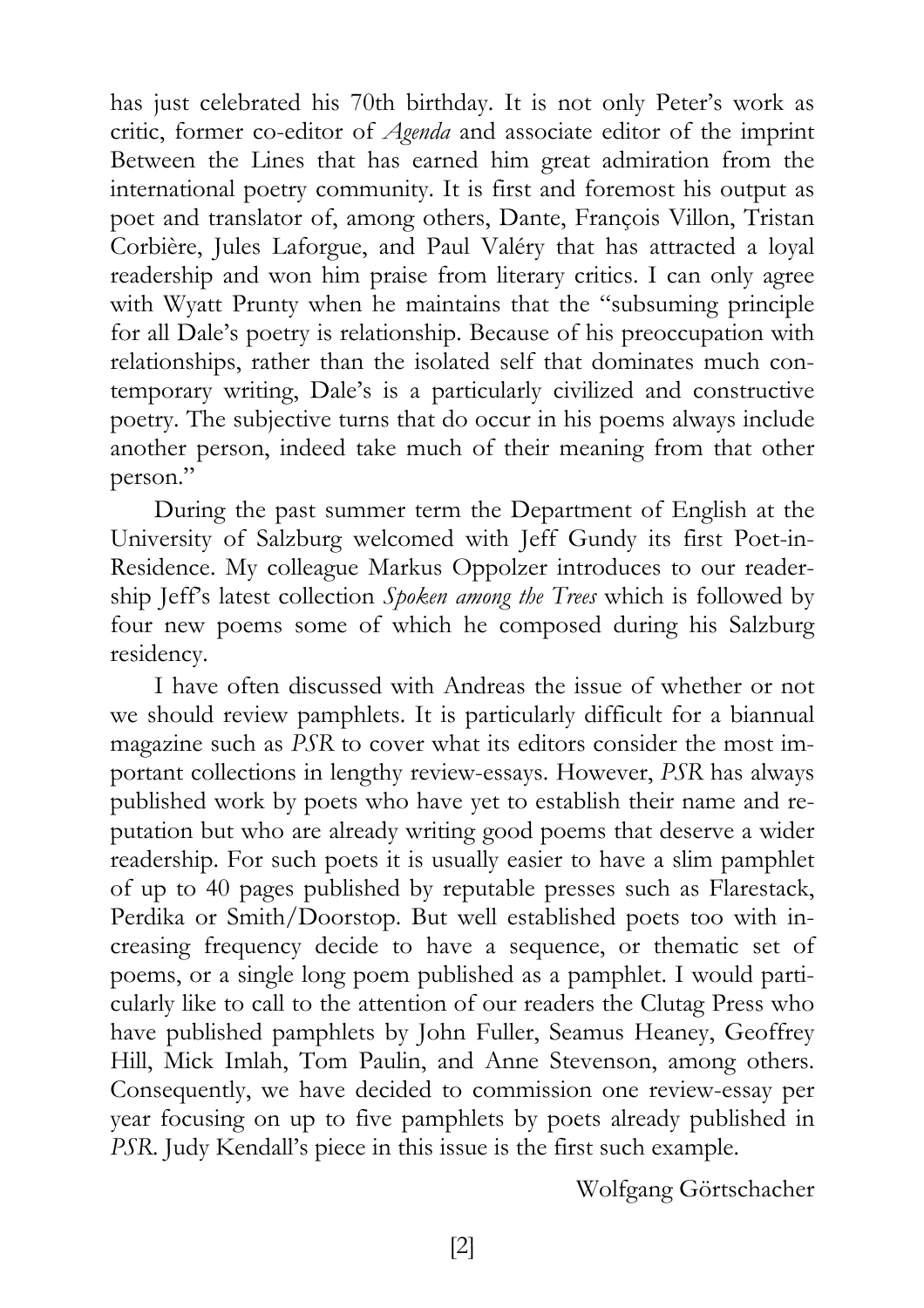has just celebrated his 70th birthday. It is not only Peter's work as critic, former co-editor of *Agenda* and associate editor of the imprint Between the Lines that has earned him great admiration from the international poetry community. It is first and foremost his output as poet and translator of, among others, Dante, François Villon, Tristan Corbière, Jules Laforgue, and Paul Valéry that has attracted a loyal readership and won him praise from literary critics. I can only agree with Wyatt Prunty when he maintains that the "subsuming principle for all Dale's poetry is relationship. Because of his preoccupation with relationships, rather than the isolated self that dominates much contemporary writing, Dale's is a particularly civilized and constructive poetry. The subjective turns that do occur in his poems always include another person, indeed take much of their meaning from that other person."

During the past summer term the Department of English at the University of Salzburg welcomed with Jeff Gundy its first Poet-in-Residence. My colleague Markus Oppolzer introduces to our readership Jeff's latest collection *Spoken among the Trees* which is followed by four new poems some of which he composed during his Salzburg residency.

I have often discussed with Andreas the issue of whether or not we should review pamphlets. It is particularly difficult for a biannual magazine such as *PSR* to cover what its editors consider the most important collections in lengthy review-essays. However, *PSR* has always published work by poets who have yet to establish their name and reputation but who are already writing good poems that deserve a wider readership. For such poets it is usually easier to have a slim pamphlet of up to 40 pages published by reputable presses such as Flarestack, Perdika or Smith/Doorstop. But well established poets too with increasing frequency decide to have a sequence, or thematic set of poems, or a single long poem published as a pamphlet. I would particularly like to call to the attention of our readers the Clutag Press who have published pamphlets by John Fuller, Seamus Heaney, Geoffrey Hill, Mick Imlah, Tom Paulin, and Anne Stevenson, among others. Consequently, we have decided to commission one review-essay per year focusing on up to five pamphlets by poets already published in *PSR*. Judy Kendall's piece in this issue is the first such example.

Wolfgang Görtschacher